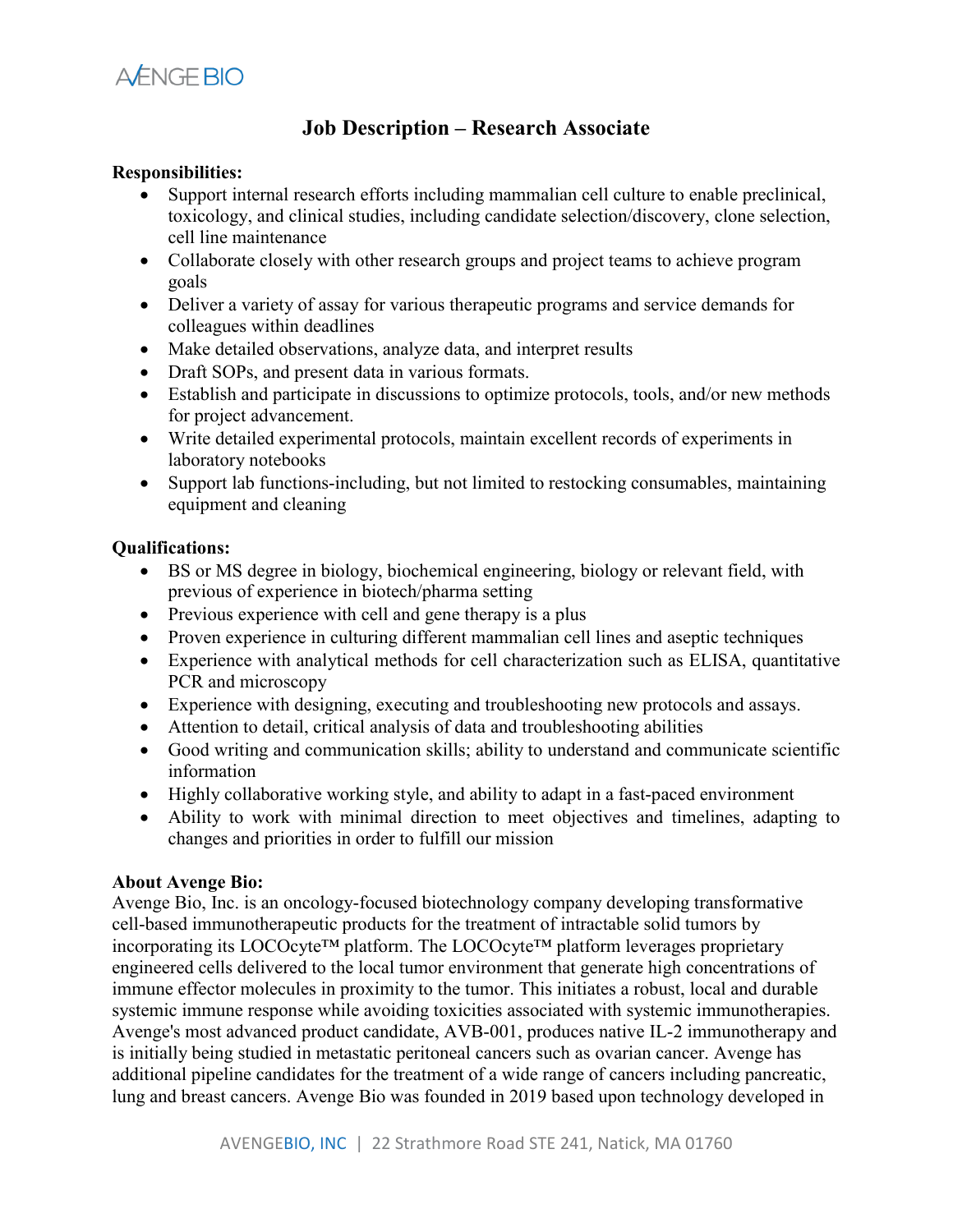AVENGE BIO

# Job Description – Research Associate

**Responsibilities:**

- Support internal research efforts including mammalian cell culture to enable preclinical, toxicology, and clinical studies, including candidate selection/discovery, clone selection, cell line maintenance
- Collaborate closely with other research groups and project teams to achieve program goals
- Deliver a variety of assay for various therapeutic programs and service demands for colleagues within deadlines
- Make detailed observations, analyze data, and interpret results
- Draft SOPs, and present data in various formats.
- Establish and participate in discussions to optimize protocols, tools, and/or new methods for project advancement.
- Write detailed experimental protocols, maintain excellent records of experiments in laboratory notebooks
- Support lab functions-including, but not limited to restocking consumables, maintaining equipment and cleaning

**Qualifications:**

- BS or MS degree in biology, biochemical engineering, biology or relevant field, with previous of experience in biotech/pharma setting
- Previous experience with cell and gene therapy is a plus
- Proven experience in culturing different mammalian cell lines and aseptic techniques
- Experience with analytical methods for cell characterization such as ELISA, quantitative PCR and microscopy
- Experience with designing, executing and troubleshooting new protocols and assays.
- Attention to detail, critical analysis of data and troubleshooting abilities
- Good writing and communication skills; ability to understand and communicate scientific information
- Highly collaborative working style, and ability to adapt in a fast-paced environment
- Ability to work with minimal direction to meet objectives and timelines, adapting to changes and priorities in order to fulfill our mission

**About Avenge Bio:**

Avenge Bio, Inc. is an oncology-focused biotechnology company developing transformative cell-based immunotherapeutic products for the treatment of intractable solid tumors by incorporating its LOCOcyte™ platform. The LOCOcyte™ platform leverages proprietary engineered cells delivered to the local tumor environment that generate high concentrations of immune effector molecules in proximity to the tumor. This initiates a robust, local and durable systemic immune response while avoiding toxicities associated with systemic immunotherapies. Avenge's most advanced product candidate, AVB-001, produces native IL-2 immunotherapy and is initially being studied in metastatic peritoneal cancers such as ovarian cancer. Avenge has additional pipeline candidates for the treatment of a wide range of cancers including pancreatic, lung and breast cancers. Avenge Bio was founded in 2019 based upon technology developed in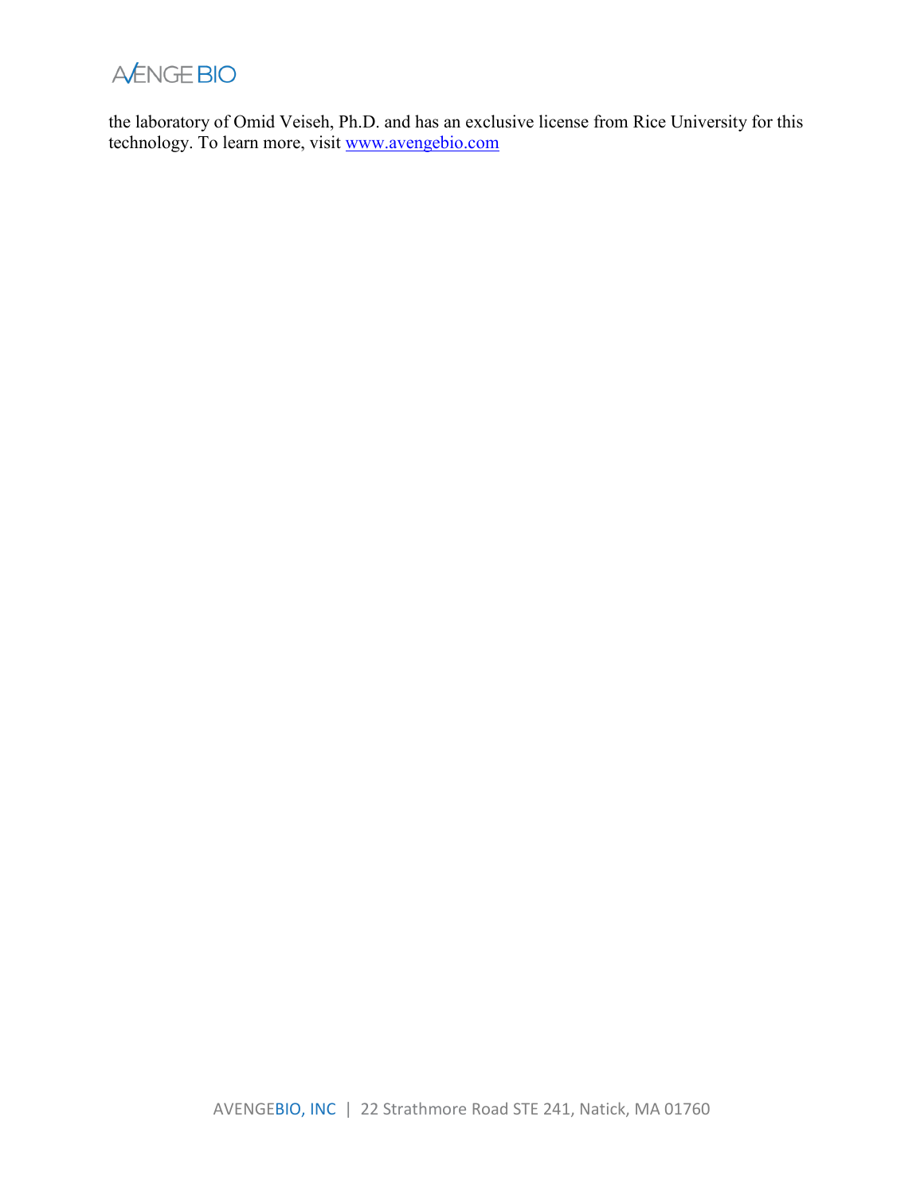the laboratory of Omid Veiseh, Ph.D. and has an exclusive license from Rice University for this technology. To learn more, visit [www.avengebio.com](http://www.avengebio.com)